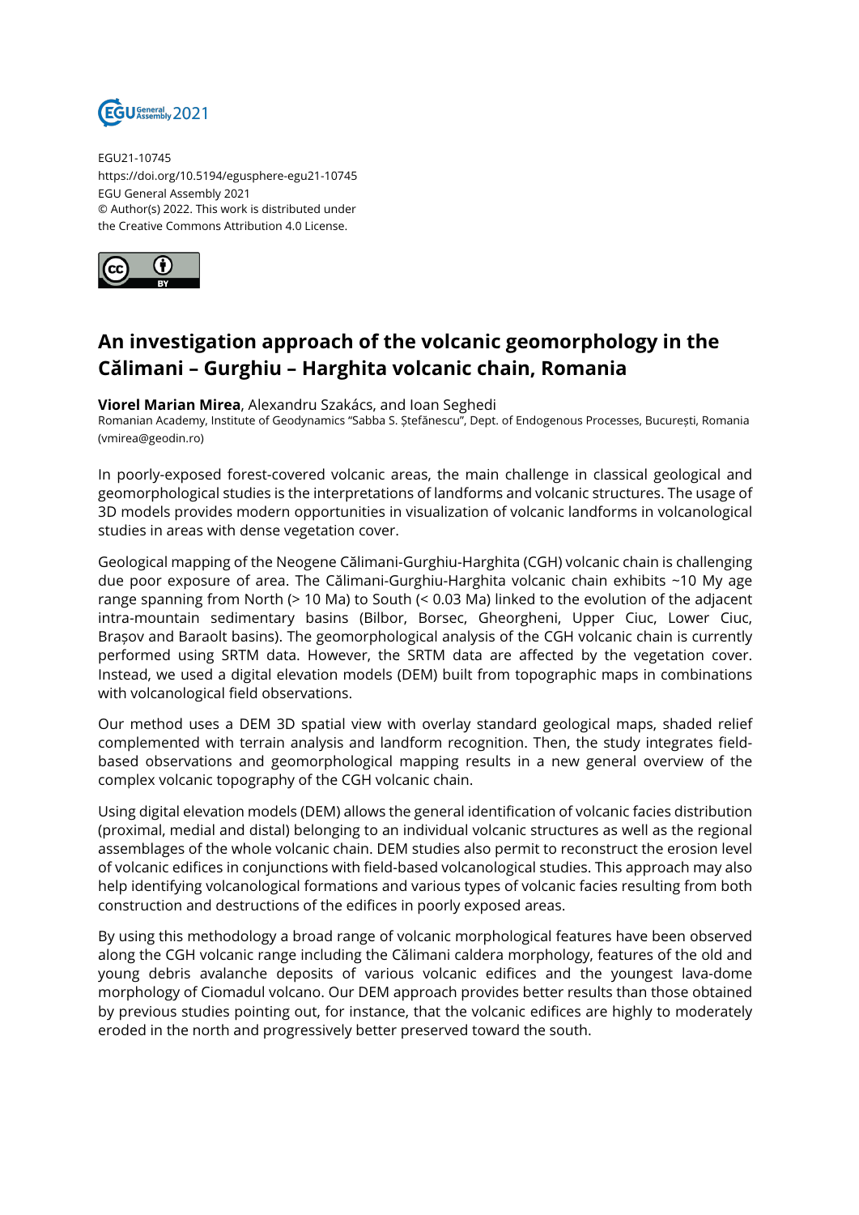EGU21-10745
https://doi.org/10.5194/egusphere-egu21-10745
EGU General Assembly 2021
© Author(s) 2022. This work is distributed under
the Creative Commons Attribution 4.0 License.

# An investigation approach of the volcanic geomorphology in the Călimani – Gurghiu – Harghita volcanic chain, Romania

**Viorel Marian Mirea**, Alexandru Szakács, and Ioan Seghedi
Romanian Academy, Institute of Geodynamics "Sabba S. Ștefănescu", Dept. of Endogenous Processes, București, Romania (vmirea@geodin.ro)

In poorly-exposed forest-covered volcanic areas, the main challenge in classical geological and geomorphological studies is the interpretations of landforms and volcanic structures. The usage of 3D models provides modern opportunities in visualization of volcanic landforms in volcanological studies in areas with dense vegetation cover.

Geological mapping of the Neogene Călimani-Gurghiu-Harghita (CGH) volcanic chain is challenging due poor exposure of area. The Călimani-Gurghiu-Harghita volcanic chain exhibits ~10 My age range spanning from North (> 10 Ma) to South (< 0.03 Ma) linked to the evolution of the adjacent intra-mountain sedimentary basins (Bilbor, Borsec, Gheorgheni, Upper Ciuc, Lower Ciuc, Brașov and Baraolt basins). The geomorphological analysis of the CGH volcanic chain is currently performed using SRTM data. However, the SRTM data are affected by the vegetation cover. Instead, we used a digital elevation models (DEM) built from topographic maps in combinations with volcanological field observations.

Our method uses a DEM 3D spatial view with overlay standard geological maps, shaded relief complemented with terrain analysis and landform recognition. Then, the study integrates field-based observations and geomorphological mapping results in a new general overview of the complex volcanic topography of the CGH volcanic chain.

Using digital elevation models (DEM) allows the general identification of volcanic facies distribution (proximal, medial and distal) belonging to an individual volcanic structures as well as the regional assemblages of the whole volcanic chain. DEM studies also permit to reconstruct the erosion level of volcanic edifices in conjunctions with field-based volcanological studies. This approach may also help identifying volcanological formations and various types of volcanic facies resulting from both construction and destructions of the edifices in poorly exposed areas.

By using this methodology a broad range of volcanic morphological features have been observed along the CGH volcanic range including the Călimani caldera morphology, features of the old and young debris avalanche deposits of various volcanic edifices and the youngest lava-dome morphology of Ciomadul volcano. Our DEM approach provides better results than those obtained by previous studies pointing out, for instance, that the volcanic edifices are highly to moderately eroded in the north and progressively better preserved toward the south.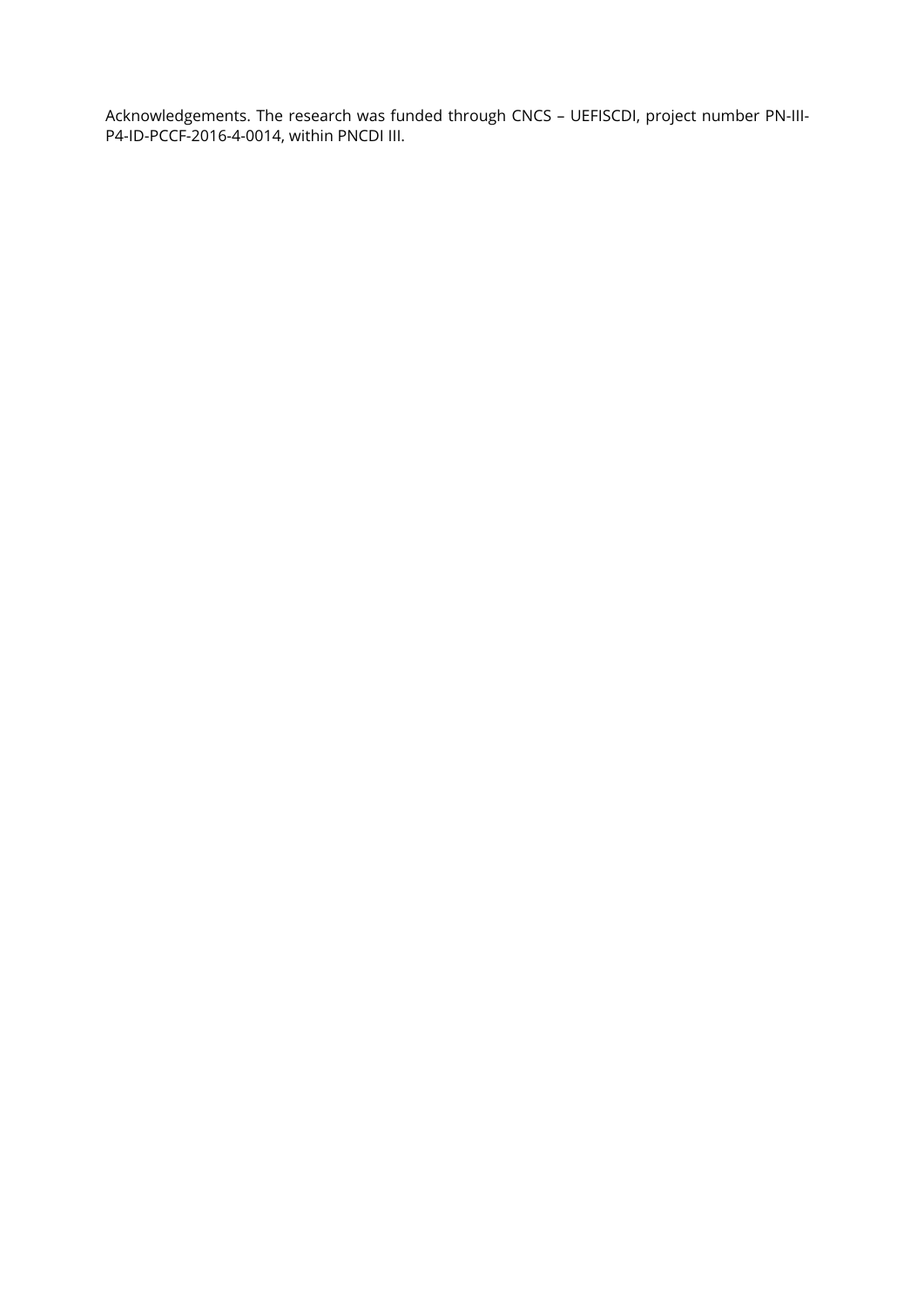Acknowledgements. The research was funded through CNCS – UEFISCDI, project number PN-III-P4-ID-PCCF-2016-4-0014, within PNCDI III.